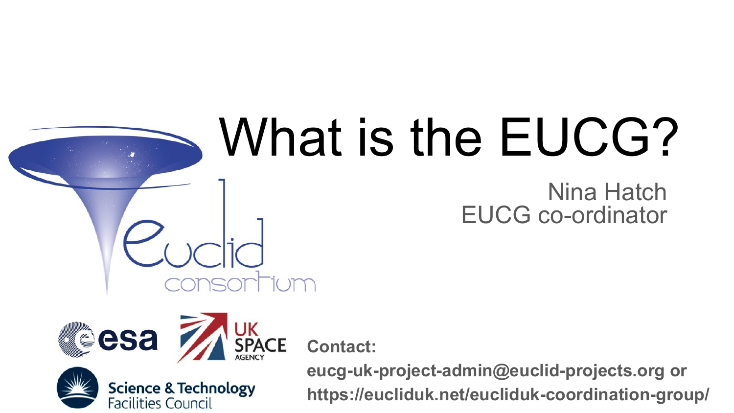# What is the EUCG?

Nina Hatch
EUCG co-ordinator

**Contact:**
**eucg-uk-project-admin@euclid-projects.org or**
**https://eucliduk.net/eucliduk-coordination-group/**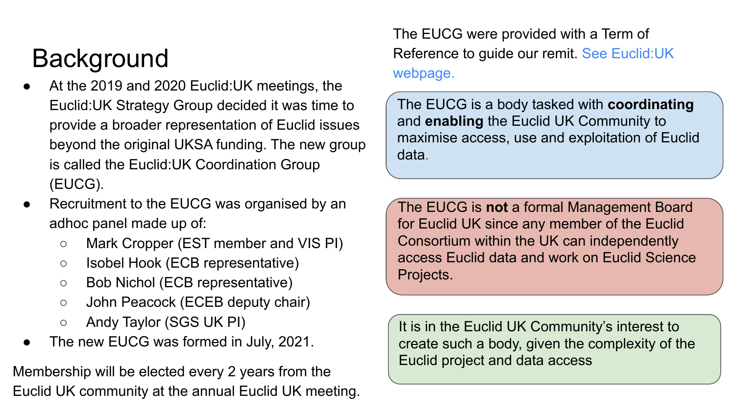# Background

- At the 2019 and 2020 Euclid:UK meetings, the Euclid:UK Strategy Group decided it was time to provide a broader representation of Euclid issues beyond the original UKSA funding. The new group is called the Euclid:UK Coordination Group (EUCG).
- Recruitment to the EUCG was organised by an adhoc panel made up of:
  - Mark Cropper (EST member and VIS PI)
  - Isobel Hook (ECB representative)
  - Bob Nichol (ECB representative)
  - John Peacock (ECEB deputy chair)
  - Andy Taylor (SGS UK PI)
- The new EUCG was formed in July, 2021.

Membership will be elected every 2 years from the Euclid UK community at the annual Euclid UK meeting.

The EUCG were provided with a Term of Reference to guide our remit. See Euclid:UK webpage.

The EUCG is a body tasked with **coordinating** and **enabling** the Euclid UK Community to maximise access, use and exploitation of Euclid data.

The EUCG is **not** a formal Management Board for Euclid UK since any member of the Euclid Consortium within the UK can independently access Euclid data and work on Euclid Science Projects.

It is in the Euclid UK Community's interest to create such a body, given the complexity of the Euclid project and data access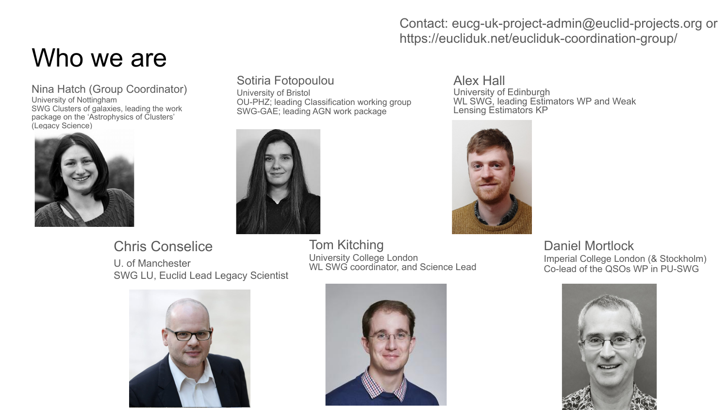Contact: eucg-uk-project-admin@euclid-projects.org or https://eucliduk.net/eucliduk-coordination-group/

# Who we are

**Nina Hatch (Group Coordinator)**
University of Nottingham
SWG Clusters of galaxies, leading the work package on the 'Astrophysics of Clusters' (Legacy Science)

**Sotiria Fotopoulou**
University of Bristol
OU-PHZ; leading Classification working group
SWG-GAE; leading AGN work package

**Alex Hall**
University of Edinburgh
WL SWG, leading Estimators WP and Weak Lensing Estimators KP

**Chris Conselice**
U. of Manchester
SWG LU, Euclid Lead Legacy Scientist

**Tom Kitching**
University College London
WL SWG coordinator, and Science Lead

**Daniel Mortlock**
Imperial College London (& Stockholm)
Co-lead of the QSOs WP in PU-SWG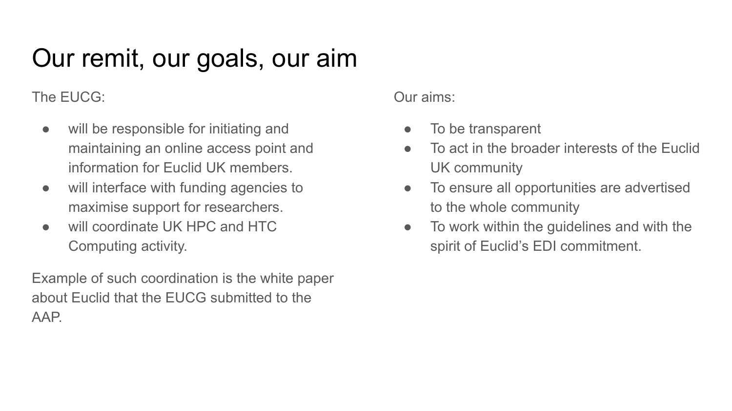# Our remit, our goals, our aim

The EUCG:

- will be responsible for initiating and maintaining an online access point and information for Euclid UK members.
- will interface with funding agencies to maximise support for researchers.
- will coordinate UK HPC and HTC Computing activity.

Example of such coordination is the white paper about Euclid that the EUCG submitted to the AAP.

Our aims:

- To be transparent
- To act in the broader interests of the Euclid UK community
- To ensure all opportunities are advertised to the whole community
- To work within the guidelines and with the spirit of Euclid's EDI commitment.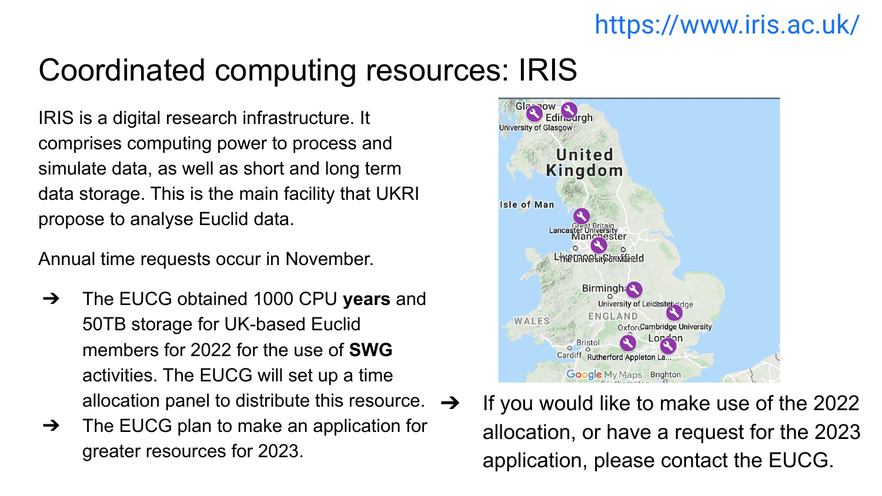https://www.iris.ac.uk/

# Coordinated computing resources: IRIS

IRIS is a digital research infrastructure. It comprises computing power to process and simulate data, as well as short and long term data storage. This is the main facility that UKRI propose to analyse Euclid data.

Annual time requests occur in November.

- The EUCG obtained 1000 CPU **years** and 50TB storage for UK-based Euclid members for 2022 for the use of **SWG** activities. The EUCG will set up a time allocation panel to distribute this resource.
- The EUCG plan to make an application for greater resources for 2023.

- If you would like to make use of the 2022 allocation, or have a request for the 2023 application, please contact the EUCG.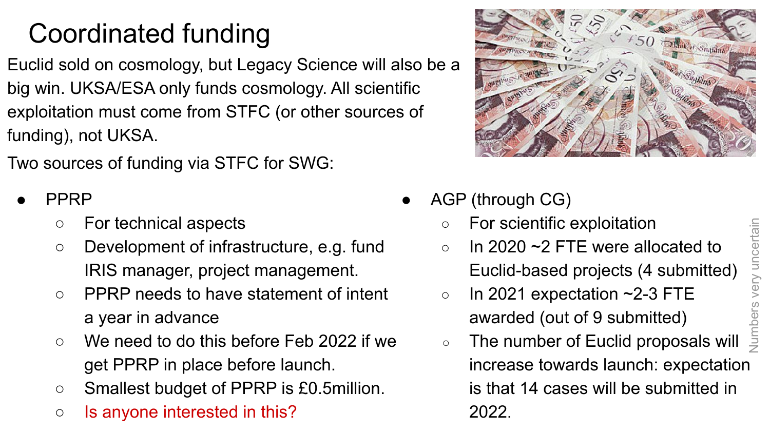# Coordinated funding

Euclid sold on cosmology, but Legacy Science will also be a big win. UKSA/ESA only funds cosmology. All scientific exploitation must come from STFC (or other sources of funding), not UKSA.

Two sources of funding via STFC for SWG:

- PPRP
  - For technical aspects
  - Development of infrastructure, e.g. fund IRIS manager, project management.
  - PPRP needs to have statement of intent a year in advance
  - We need to do this before Feb 2022 if we get PPRP in place before launch.
  - Smallest budget of PPRP is £0.5million.
  - Is anyone interested in this?
- AGP (through CG)
  - For scientific exploitation
  - In 2020 ~2 FTE were allocated to Euclid-based projects (4 submitted)
  - In 2021 expectation ~2-3 FTE awarded (out of 9 submitted)
  - The number of Euclid proposals will increase towards launch: expectation is that 14 cases will be submitted in 2022.

Numbers very uncertain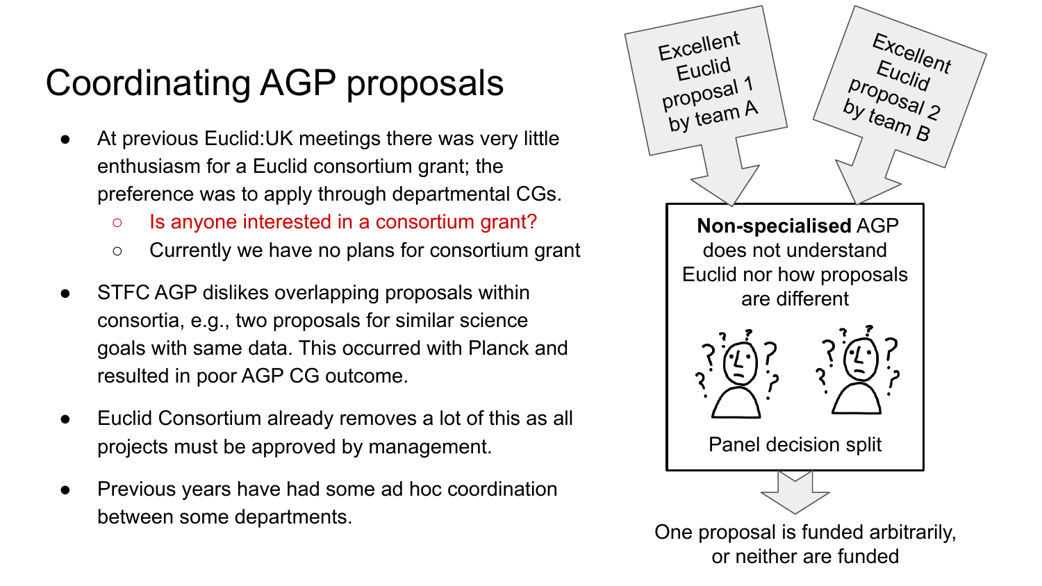# Coordinating AGP proposals

- At previous Euclid:UK meetings there was very little enthusiasm for a Euclid consortium grant; the preference was to apply through departmental CGs.
  - Is anyone interested in a consortium grant?
  - Currently we have no plans for consortium grant
- STFC AGP dislikes overlapping proposals within consortia, e.g., two proposals for similar science goals with same data. This occurred with Planck and resulted in poor AGP CG outcome.
- Euclid Consortium already removes a lot of this as all projects must be approved by management.
- Previous years have had some ad hoc coordination between some departments.

Excellent Euclid proposal 1 by team A

Excellent Euclid proposal 2 by team B

**Non-specialised** AGP does not understand Euclid nor how proposals are different

Panel decision split

One proposal is funded arbitrarily, or neither are funded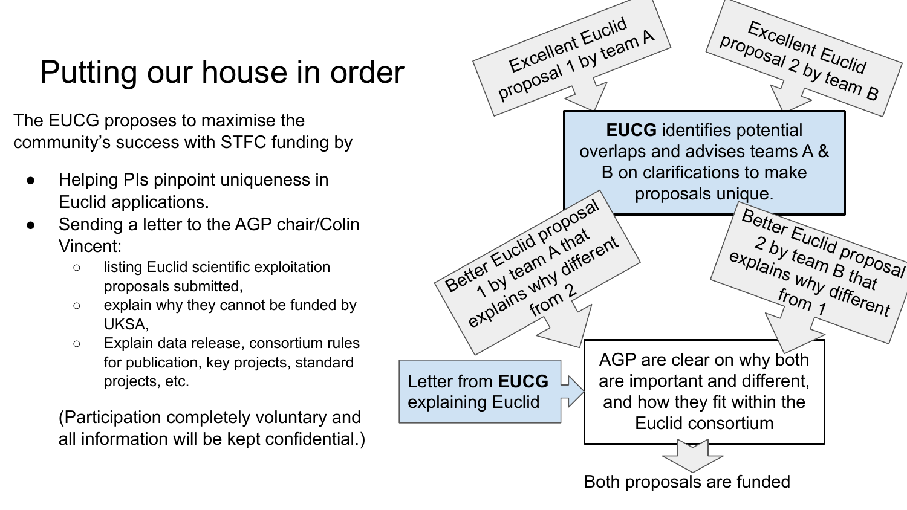# Putting our house in order

The EUCG proposes to maximise the community's success with STFC funding by

- Helping PIs pinpoint uniqueness in Euclid applications.
- Sending a letter to the AGP chair/Colin Vincent:
  - listing Euclid scientific exploitation proposals submitted,
  - explain why they cannot be funded by UKSA,
  - Explain data release, consortium rules for publication, key projects, standard projects, etc.

(Participation completely voluntary and all information will be kept confidential.)

Excellent Euclid proposal 1 by team A

Excellent Euclid proposal 2 by team B

**EUCG** identifies potential overlaps and advises teams A & B on clarifications to make proposals unique.

Better Euclid proposal 1 by team A that explains why different from 2

Better Euclid proposal 2 by team B that explains why different from 1

Letter from **EUCG** explaining Euclid

AGP are clear on why both are important and different, and how they fit within the Euclid consortium

Both proposals are funded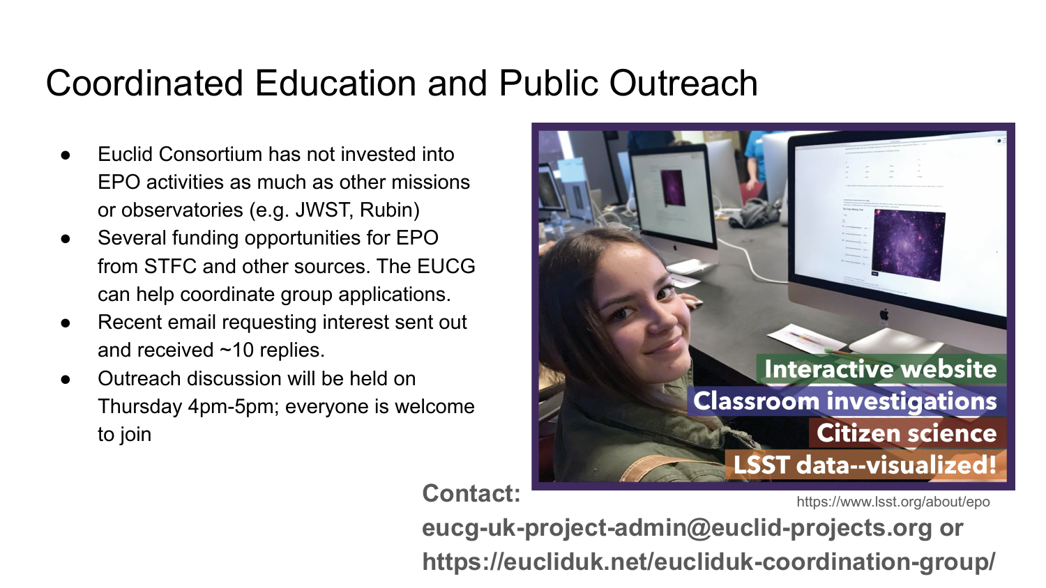# Coordinated Education and Public Outreach

- Euclid Consortium has not invested into EPO activities as much as other missions or observatories (e.g. JWST, Rubin)
- Several funding opportunities for EPO from STFC and other sources. The EUCG can help coordinate group applications.
- Recent email requesting interest sent out and received ~10 replies.
- Outreach discussion will be held on Thursday 4pm-5pm; everyone is welcome to join

Interactive website

Classroom investigations

Citizen science

LSST data--visualized!

https://www.lsst.org/about/epo

**Contact:**
**eucg-uk-project-admin@euclid-projects.org or https://eucliduk.net/eucliduk-coordination-group/**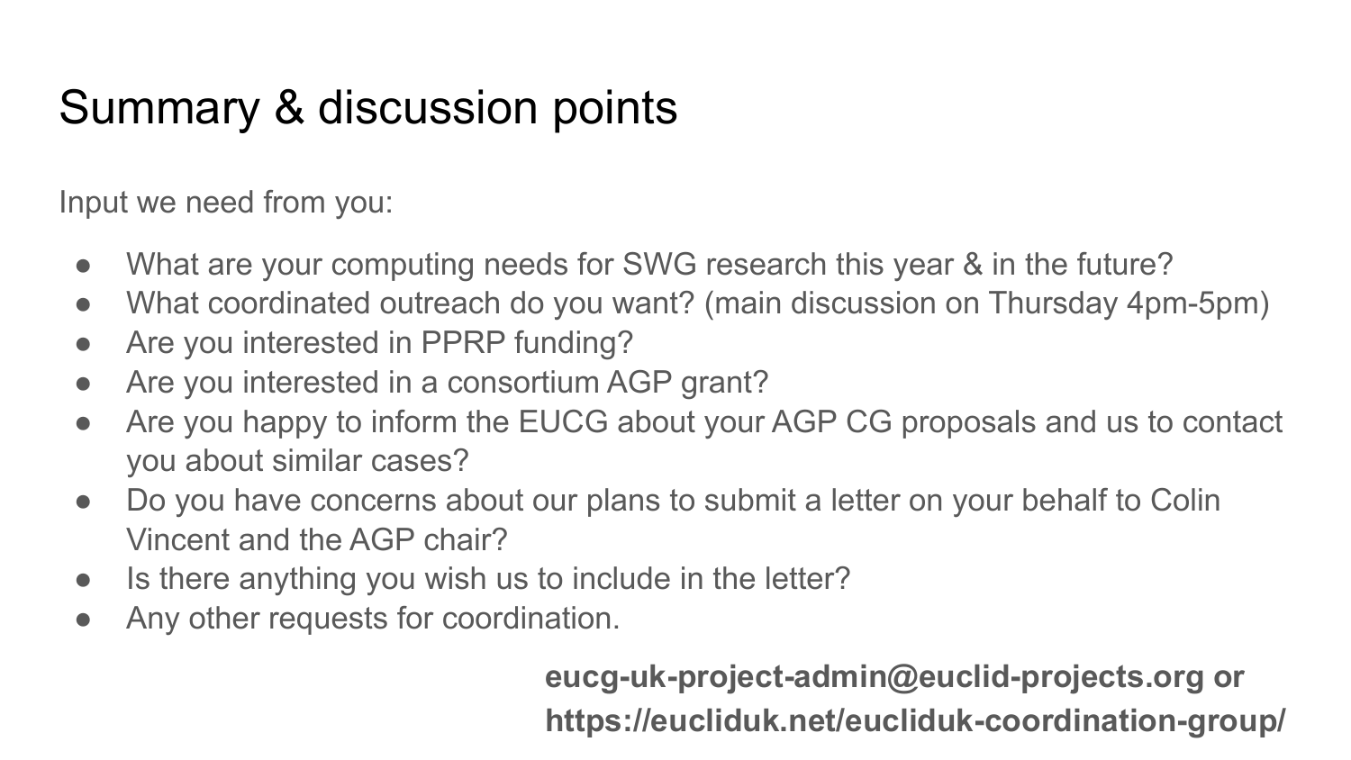# Summary & discussion points

Input we need from you:

- What are your computing needs for SWG research this year & in the future?
- What coordinated outreach do you want? (main discussion on Thursday 4pm-5pm)
- Are you interested in PPRP funding?
- Are you interested in a consortium AGP grant?
- Are you happy to inform the EUCG about your AGP CG proposals and us to contact you about similar cases?
- Do you have concerns about our plans to submit a letter on your behalf to Colin Vincent and the AGP chair?
- Is there anything you wish us to include in the letter?
- Any other requests for coordination.

**eucg-uk-project-admin@euclid-projects.org or**
**https://eucliduk.net/eucliduk-coordination-group/**